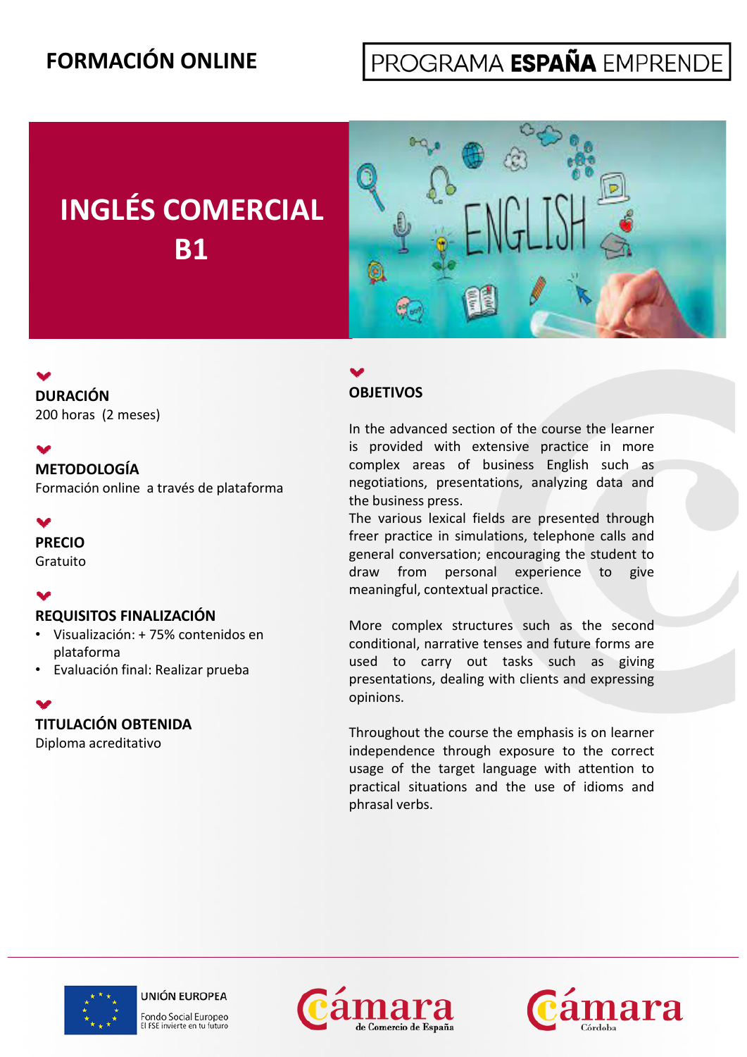FORMACIÓN ONLINE

PROGRAMA **ESPAÑA** EMPRENDE

# INGLÉS COMERCIAL B1

### DURACIÓN
200 horas (2 meses)

### METODOLOGÍA
Formación online a través de plataforma

### PRECIO
Gratuito

### REQUISITOS FINALIZACIÓN
- Visualización: + 75% contenidos en plataforma
- Evaluación final: Realizar prueba

### TITULACIÓN OBTENIDA
Diploma acreditativo

### OBJETIVOS

In the advanced section of the course the learner is provided with extensive practice in more complex areas of business English such as negotiations, presentations, analyzing data and the business press.
The various lexical fields are presented through freer practice in simulations, telephone calls and general conversation; encouraging the student to draw from personal experience to give meaningful, contextual practice.

More complex structures such as the second conditional, narrative tenses and future forms are used to carry out tasks such as giving presentations, dealing with clients and expressing opinions.

Throughout the course the emphasis is on learner independence through exposure to the correct usage of the target language with attention to practical situations and the use of idioms and phrasal verbs.

UNIÓN EUROPEA
Fondo Social Europeo
El FSE invierte en tu futuro

Cámara de Comercio de España

Cámara Córdoba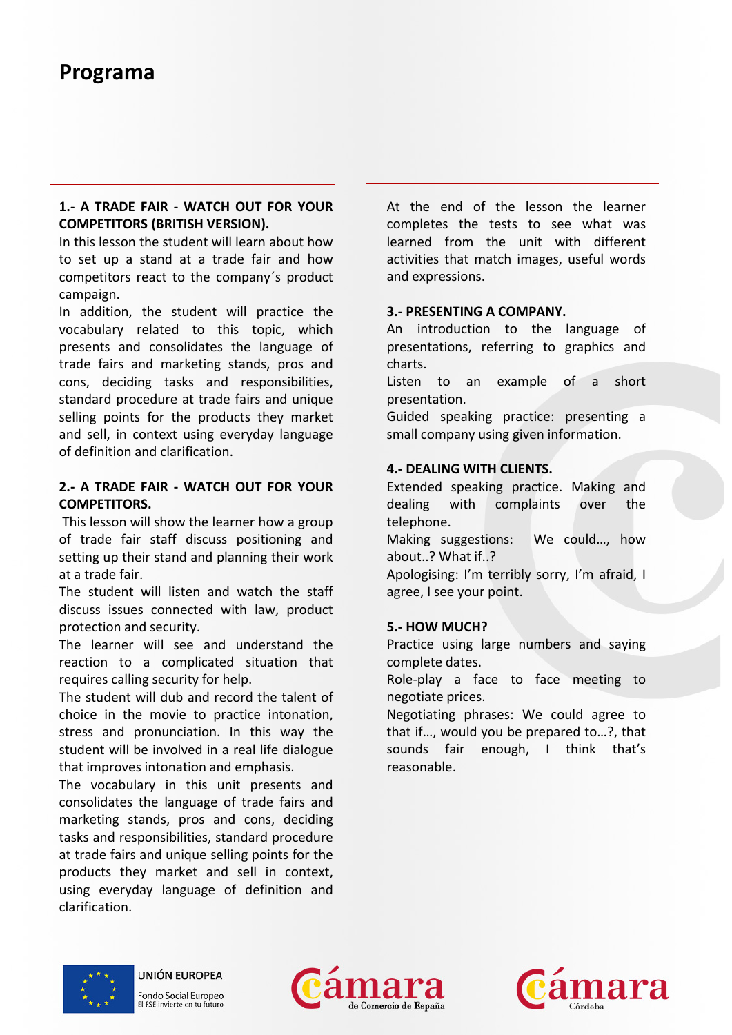# Programa

**1.- A TRADE FAIR - WATCH OUT FOR YOUR COMPETITORS (BRITISH VERSION).**

In this lesson the student will learn about how to set up a stand at a trade fair and how competitors react to the company´s product campaign.

In addition, the student will practice the vocabulary related to this topic, which presents and consolidates the language of trade fairs and marketing stands, pros and cons, deciding tasks and responsibilities, standard procedure at trade fairs and unique selling points for the products they market and sell, in context using everyday language of definition and clarification.

**2.- A TRADE FAIR - WATCH OUT FOR YOUR COMPETITORS.**

This lesson will show the learner how a group of trade fair staff discuss positioning and setting up their stand and planning their work at a trade fair.

The student will listen and watch the staff discuss issues connected with law, product protection and security.

The learner will see and understand the reaction to a complicated situation that requires calling security for help.

The student will dub and record the talent of choice in the movie to practice intonation, stress and pronunciation. In this way the student will be involved in a real life dialogue that improves intonation and emphasis.

The vocabulary in this unit presents and consolidates the language of trade fairs and marketing stands, pros and cons, deciding tasks and responsibilities, standard procedure at trade fairs and unique selling points for the products they market and sell in context, using everyday language of definition and clarification.

At the end of the lesson the learner completes the tests to see what was learned from the unit with different activities that match images, useful words and expressions.

**3.- PRESENTING A COMPANY.**

An introduction to the language of presentations, referring to graphics and charts.

Listen to an example of a short presentation.

Guided speaking practice: presenting a small company using given information.

**4.- DEALING WITH CLIENTS.**

Extended speaking practice. Making and dealing with complaints over the telephone.

Making suggestions: We could…, how about..? What if..?

Apologising: I'm terribly sorry, I'm afraid, I agree, I see your point.

**5.- HOW MUCH?**

Practice using large numbers and saying complete dates.

Role-play a face to face meeting to negotiate prices.

Negotiating phrases: We could agree to that if…, would you be prepared to…?, that sounds fair enough, I think that's reasonable.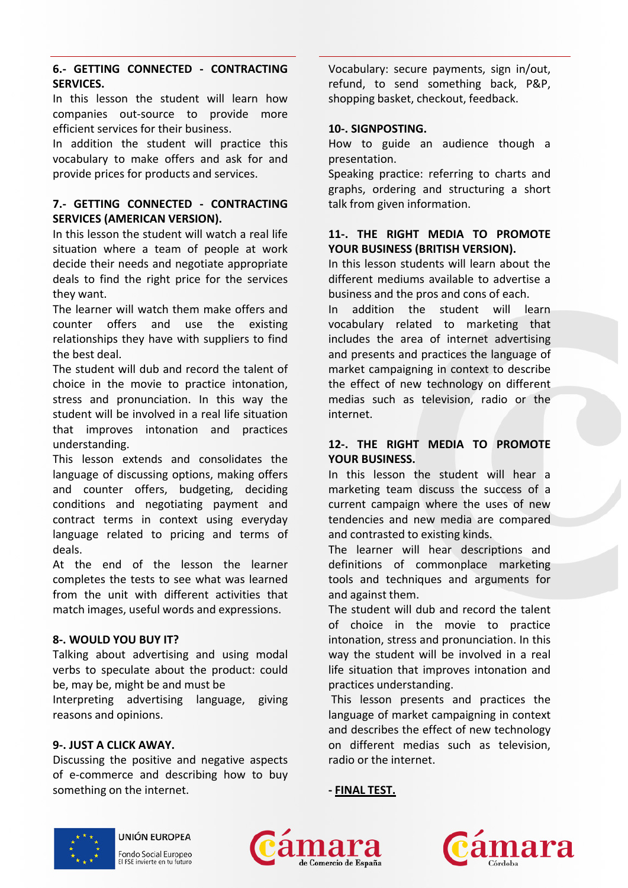**6.- GETTING CONNECTED - CONTRACTING SERVICES.**

In this lesson the student will learn how companies out-source to provide more efficient services for their business.

In addition the student will practice this vocabulary to make offers and ask for and provide prices for products and services.

**7.- GETTING CONNECTED - CONTRACTING SERVICES (AMERICAN VERSION).**

In this lesson the student will watch a real life situation where a team of people at work decide their needs and negotiate appropriate deals to find the right price for the services they want.

The learner will watch them make offers and counter offers and use the existing relationships they have with suppliers to find the best deal.

The student will dub and record the talent of choice in the movie to practice intonation, stress and pronunciation. In this way the student will be involved in a real life situation that improves intonation and practices understanding.

This lesson extends and consolidates the language of discussing options, making offers and counter offers, budgeting, deciding conditions and negotiating payment and contract terms in context using everyday language related to pricing and terms of deals.

At the end of the lesson the learner completes the tests to see what was learned from the unit with different activities that match images, useful words and expressions.

**8-. WOULD YOU BUY IT?**

Talking about advertising and using modal verbs to speculate about the product: could be, may be, might be and must be

Interpreting advertising language, giving reasons and opinions.

**9-. JUST A CLICK AWAY.**

Discussing the positive and negative aspects of e-commerce and describing how to buy something on the internet.

Vocabulary: secure payments, sign in/out, refund, to send something back, P&P, shopping basket, checkout, feedback.

**10-. SIGNPOSTING.**

How to guide an audience though a presentation.

Speaking practice: referring to charts and graphs, ordering and structuring a short talk from given information.

**11-. THE RIGHT MEDIA TO PROMOTE YOUR BUSINESS (BRITISH VERSION).**

In this lesson students will learn about the different mediums available to advertise a business and the pros and cons of each.

In addition the student will learn vocabulary related to marketing that includes the area of internet advertising and presents and practices the language of market campaigning in context to describe the effect of new technology on different medias such as television, radio or the internet.

**12-. THE RIGHT MEDIA TO PROMOTE YOUR BUSINESS.**

In this lesson the student will hear a marketing team discuss the success of a current campaign where the uses of new tendencies and new media are compared and contrasted to existing kinds.

The learner will hear descriptions and definitions of commonplace marketing tools and techniques and arguments for and against them.

The student will dub and record the talent of choice in the movie to practice intonation, stress and pronunciation. In this way the student will be involved in a real life situation that improves intonation and practices understanding.

This lesson presents and practices the language of market campaigning in context and describes the effect of new technology on different medias such as television, radio or the internet.

**- FINAL TEST.**

UNIÓN EUROPEA
Fondo Social Europeo
El FSE invierte en tu futuro

Cámara de Comercio de España

Cámara Córdoba